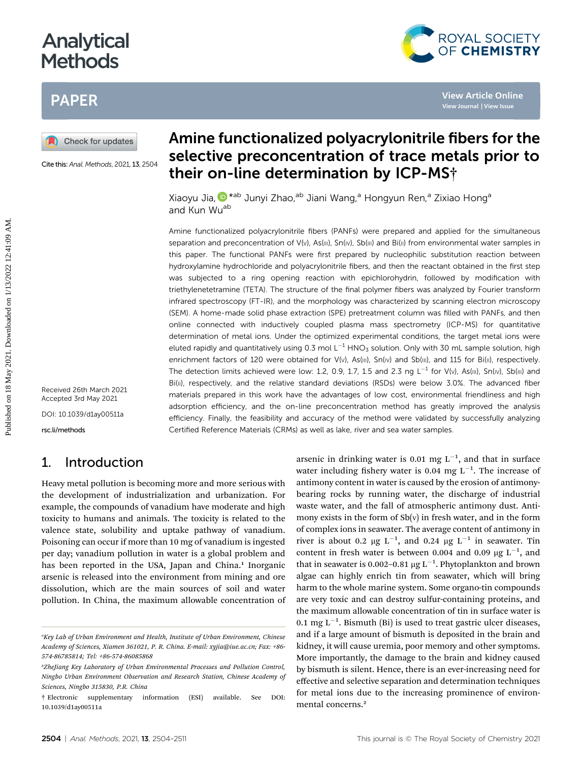# Amine functionalized polyacrylonitrile fibers for the selective preconcentration of trace metals prior to their on-line determination by ICP-MS†

Xiaoyu Jia,[*ab] Junyi Zhao,[ab] Jiani Wang,[a] Hongyun Ren,[a] Zixiao Hong[a] and Kun Wu[ab]

Cite this: *Anal. Methods*, 2021, **13**, 2504

Received 26th March 2021
Accepted 3rd May 2021

DOI: 10.1039/d1ay00511a

rsc.li/methods

Amine functionalized polyacrylonitrile fibers (PANFs) were prepared and applied for the simultaneous separation and preconcentration of V(V), As(III), Sn(IV), Sb(III) and Bi(II) from environmental water samples in this paper. The functional PANFs were first prepared by nucleophilic substitution reaction between hydroxylamine hydrochloride and polyacrylonitrile fibers, and then the reactant obtained in the first step was subjected to a ring opening reaction with epichlorohydrin, followed by modification with triethylenetetramine (TETA). The structure of the final polymer fibers was analyzed by Fourier transform infrared spectroscopy (FT-IR), and the morphology was characterized by scanning electron microscopy (SEM). A home-made solid phase extraction (SPE) pretreatment column was filled with PANFs, and then online connected with inductively coupled plasma mass spectrometry (ICP-MS) for quantitative determination of metal ions. Under the optimized experimental conditions, the target metal ions were eluted rapidly and quantitatively using 0.3 mol $L^{-1}$ $HNO_3$ solution. Only with 30 mL sample solution, high enrichment factors of 120 were obtained for V(V), As(III), Sn(IV) and Sb(III), and 115 for Bi(II), respectively. The detection limits achieved were low: 1.2, 0.9, 1.7, 1.5 and 2.3 ng $L^{-1}$ for V(V), As(III), Sn(IV), Sb(III) and Bi(II), respectively, and the relative standard deviations (RSDs) were below 3.0%. The advanced fiber materials prepared in this work have the advantages of low cost, environmental friendliness and high adsorption efficiency, and the on-line preconcentration method has greatly improved the analysis efficiency. Finally, the feasibility and accuracy of the method were validated by successfully analyzing Certified Reference Materials (CRMs) as well as lake, river and sea water samples.

## 1. Introduction

Heavy metal pollution is becoming more and more serious with the development of industrialization and urbanization. For example, the compounds of vanadium have moderate and high toxicity to humans and animals. The toxicity is related to the valence state, solubility and uptake pathway of vanadium. Poisoning can occur if more than 10 mg of vanadium is ingested per day; vanadium pollution in water is a global problem and has been reported in the USA, Japan and China.[1] Inorganic arsenic is released into the environment from mining and ore dissolution, which are the main sources of soil and water pollution. In China, the maximum allowable concentration of arsenic in drinking water is 0.01 mg $L^{-1}$, and that in surface water including fishery water is 0.04 mg $L^{-1}$. The increase of antimony content in water is caused by the erosion of antimony-bearing rocks by running water, the discharge of industrial waste water, and the fall of atmospheric antimony dust. Antimony exists in the form of Sb(V) in fresh water, and in the form of complex ions in seawater. The average content of antimony in river is about 0.2 μg $L^{-1}$, and 0.24 μg $L^{-1}$ in seawater. Tin content in fresh water is between 0.004 and 0.09 μg $L^{-1}$, and that in seawater is 0.002–0.81 μg $L^{-1}$. Phytoplankton and brown algae can highly enrich tin from seawater, which will bring harm to the whole marine system. Some organo-tin compounds are very toxic and can destroy sulfur-containing proteins, and the maximum allowable concentration of tin in surface water is 0.1 mg $L^{-1}$. Bismuth (Bi) is used to treat gastric ulcer diseases, and if a large amount of bismuth is deposited in the brain and kidney, it will cause uremia, poor memory and other symptoms. More importantly, the damage to the brain and kidney caused by bismuth is silent. Hence, there is an ever-increasing need for effective and selective separation and determination techniques for metal ions due to the increasing prominence of environmental concerns.[2]

[a]Key Lab of Urban Environment and Health, Institute of Urban Environment, Chinese Academy of Sciences, Xiamen 361021, P. R. China. E-mail: xyjia@iue.ac.cn; Fax: +86-574-86785814; Tel: +86-574-86085868

[b]ZheJiang Key Laboratory of Urban Environmental Processes and Pollution Control, Ningbo Urban Environment Observation and Research Station, Chinese Academy of Sciences, Ningbo 315830, P.R. China

† Electronic supplementary information (ESI) available. See DOI: 10.1039/d1ay00511a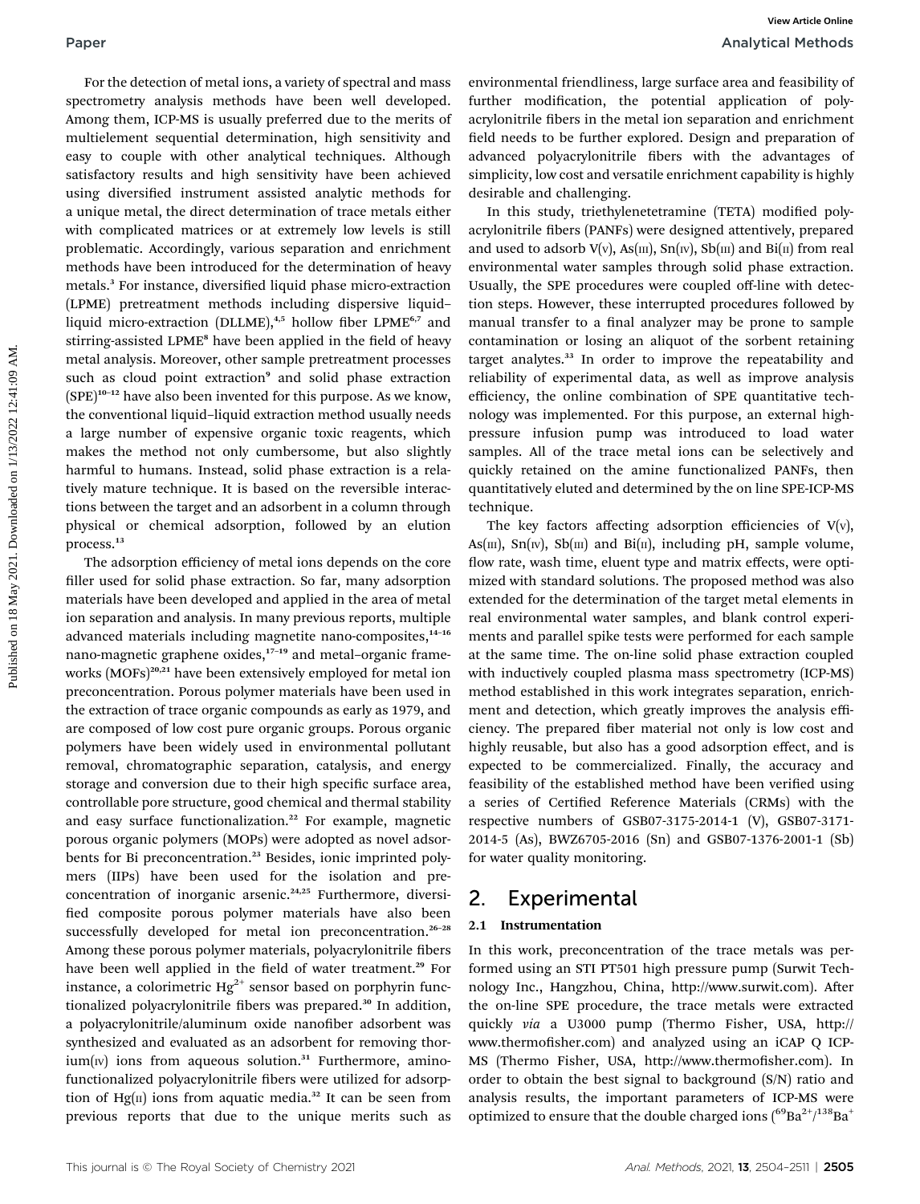For the detection of metal ions, a variety of spectral and mass spectrometry analysis methods have been well developed. Among them, ICP-MS is usually preferred due to the merits of multielement sequential determination, high sensitivity and easy to couple with other analytical techniques. Although satisfactory results and high sensitivity have been achieved using diversified instrument assisted analytic methods for a unique metal, the direct determination of trace metals either with complicated matrices or at extremely low levels is still problematic. Accordingly, various separation and enrichment methods have been introduced for the determination of heavy metals.[3] For instance, diversified liquid phase micro-extraction (LPME) pretreatment methods including dispersive liquid–liquid micro-extraction (DLLME),[4,5] hollow fiber LPME[6,7] and stirring-assisted LPME[8] have been applied in the field of heavy metal analysis. Moreover, other sample pretreatment processes such as cloud point extraction[9] and solid phase extraction (SPE)[10–12] have also been invented for this purpose. As we know, the conventional liquid–liquid extraction method usually needs a large number of expensive organic toxic reagents, which makes the method not only cumbersome, but also slightly harmful to humans. Instead, solid phase extraction is a relatively mature technique. It is based on the reversible interactions between the target and an adsorbent in a column through physical or chemical adsorption, followed by an elution process.[13]

The adsorption efficiency of metal ions depends on the core filler used for solid phase extraction. So far, many adsorption materials have been developed and applied in the area of metal ion separation and analysis. In many previous reports, multiple advanced materials including magnetite nano-composites,[14–16] nano-magnetic graphene oxides,[17–19] and metal–organic frameworks (MOFs)[20,21] have been extensively employed for metal ion preconcentration. Porous polymer materials have been used in the extraction of trace organic compounds as early as 1979, and are composed of low cost pure organic groups. Porous organic polymers have been widely used in environmental pollutant removal, chromatographic separation, catalysis, and energy storage and conversion due to their high specific surface area, controllable pore structure, good chemical and thermal stability and easy surface functionalization.[22] For example, magnetic porous organic polymers (MOPs) were adopted as novel adsorbents for Bi preconcentration.[23] Besides, ionic imprinted polymers (IIPs) have been used for the isolation and preconcentration of inorganic arsenic.[24,25] Furthermore, diversified composite porous polymer materials have also been successfully developed for metal ion preconcentration.[26–28] Among these porous polymer materials, polyacrylonitrile fibers have been well applied in the field of water treatment.[29] For instance, a colorimetric $Hg^{2+}$ sensor based on porphyrin functionalized polyacrylonitrile fibers was prepared.[30] In addition, a polyacrylonitrile/aluminum oxide nanofiber adsorbent was synthesized and evaluated as an adsorbent for removing thorium(IV) ions from aqueous solution.[31] Furthermore, amino-functionalized polyacrylonitrile fibers were utilized for adsorption of Hg(II) ions from aquatic media.[32] It can be seen from previous reports that due to the unique merits such as environmental friendliness, large surface area and feasibility of further modification, the potential application of polyacrylonitrile fibers in the metal ion separation and enrichment field needs to be further explored. Design and preparation of advanced polyacrylonitrile fibers with the advantages of simplicity, low cost and versatile enrichment capability is highly desirable and challenging.

In this study, triethylenetetramine (TETA) modified polyacrylonitrile fibers (PANFs) were designed attentively, prepared and used to adsorb V(V), As(III), Sn(IV), Sb(III) and Bi(II) from real environmental water samples through solid phase extraction. Usually, the SPE procedures were coupled off-line with detection steps. However, these interrupted procedures followed by manual transfer to a final analyzer may be prone to sample contamination or losing an aliquot of the sorbent retaining target analytes.[33] In order to improve the repeatability and reliability of experimental data, as well as improve analysis efficiency, the online combination of SPE quantitative technology was implemented. For this purpose, an external high-pressure infusion pump was introduced to load water samples. All of the trace metal ions can be selectively and quickly retained on the amine functionalized PANFs, then quantitatively eluted and determined by the on line SPE-ICP-MS technique.

The key factors affecting adsorption efficiencies of V(V), As(III), Sn(IV), Sb(III) and Bi(II), including pH, sample volume, flow rate, wash time, eluent type and matrix effects, were optimized with standard solutions. The proposed method was also extended for the determination of the target metal elements in real environmental water samples, and blank control experiments and parallel spike tests were performed for each sample at the same time. The on-line solid phase extraction coupled with inductively coupled plasma mass spectrometry (ICP-MS) method established in this work integrates separation, enrichment and detection, which greatly improves the analysis efficiency. The prepared fiber material not only is low cost and highly reusable, but also has a good adsorption effect, and is expected to be commercialized. Finally, the accuracy and feasibility of the established method have been verified using a series of Certified Reference Materials (CRMs) with the respective numbers of GSB07-3175-2014-1 (V), GSB07-3171-2014-5 (As), BWZ6705-2016 (Sn) and GSB07-1376-2001-1 (Sb) for water quality monitoring.

# 2. Experimental

## 2.1 Instrumentation

In this work, preconcentration of the trace metals was performed using an STI PT501 high pressure pump (Surwit Technology Inc., Hangzhou, China, http://www.surwit.com). After the on-line SPE procedure, the trace metals were extracted quickly *via* a U3000 pump (Thermo Fisher, USA, http://www.thermofisher.com) and analyzed using an iCAP Q ICP-MS (Thermo Fisher, USA, http://www.thermofisher.com). In order to obtain the best signal to background (S/N) ratio and analysis results, the important parameters of ICP-MS were optimized to ensure that the double charged ions ($^{69}Ba^{2+}/^{138}Ba^{+}$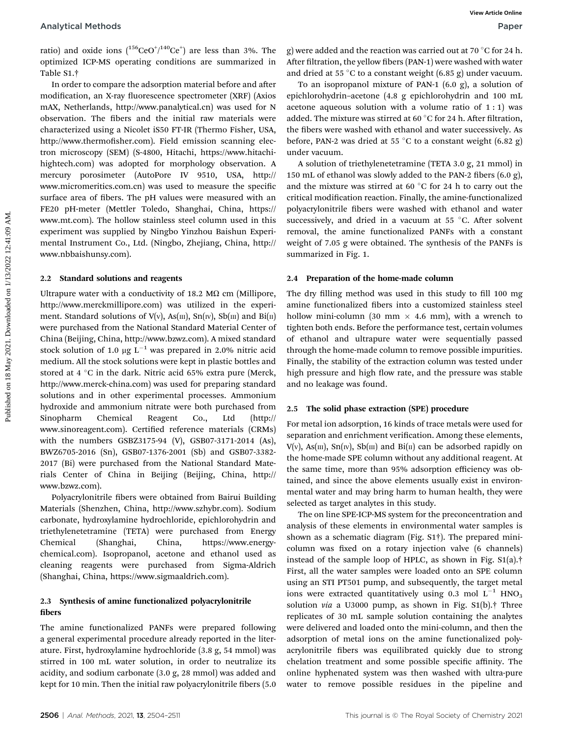ratio) and oxide ions ($^{156}CeO^+/^{140}Ce^+$) are less than 3%. The optimized ICP-MS operating conditions are summarized in Table S1.†

In order to compare the adsorption material before and after modification, an X-ray fluorescence spectrometer (XRF) (Axios mAX, Netherlands, http://www.panalytical.cn) was used for N observation. The fibers and the initial raw materials were characterized using a Nicolet iS50 FT-IR (Thermo Fisher, USA, http://www.thermofisher.com). Field emission scanning electron microscopy (SEM) (S-4800, Hitachi, https://www.hitachi-hightech.com) was adopted for morphology observation. A mercury porosimeter (AutoPore IV 9510, USA, http://www.micromeritics.com.cn) was used to measure the specific surface area of fibers. The pH values were measured with an FE20 pH-meter (Mettler Toledo, Shanghai, China, https://www.mt.com). The hollow stainless steel column used in this experiment was supplied by Ningbo Yinzhou Baishun Experimental Instrument Co., Ltd. (Ningbo, Zhejiang, China, http://www.nbbaishunsy.com).

## 2.2 Standard solutions and reagents

Ultrapure water with a conductivity of 18.2 MΩ cm (Millipore, http://www.merckmillipore.com) was utilized in the experiment. Standard solutions of V(v), As(III), Sn(IV), Sb(III) and Bi(II) were purchased from the National Standard Material Center of China (Beijing, China, http://www.bzwz.com). A mixed standard stock solution of 1.0 μg $L^{-1}$ was prepared in 2.0% nitric acid medium. All the stock solutions were kept in plastic bottles and stored at 4 °C in the dark. Nitric acid 65% extra pure (Merck, http://www.merck-china.com) was used for preparing standard solutions and in other experimental processes. Ammonium hydroxide and ammonium nitrate were both purchased from Sinopharm Chemical Reagent Co., Ltd (http://www.sinoreagent.com). Certified reference materials (CRMs) with the numbers GSBZ3175-94 (V), GSB07-3171-2014 (As), BWZ6705-2016 (Sn), GSB07-1376-2001 (Sb) and GSB07-3382-2017 (Bi) were purchased from the National Standard Materials Center of China in Beijing (Beijing, China, http://www.bzwz.com).

Polyacrylonitrile fibers were obtained from Bairui Building Materials (Shenzhen, China, http://www.szhybr.com). Sodium carbonate, hydroxylamine hydrochloride, epichlorohydrin and triethylenetetramine (TETA) were purchased from Energy Chemical (Shanghai, China, https://www.energy-chemical.com). Isopropanol, acetone and ethanol used as cleaning reagents were purchased from Sigma-Aldrich (Shanghai, China, https://www.sigmaaldrich.com).

## 2.3 Synthesis of amine functionalized polyacrylonitrile fibers

The amine functionalized PANFs were prepared following a general experimental procedure already reported in the literature. First, hydroxylamine hydrochloride (3.8 g, 54 mmol) was stirred in 100 mL water solution, in order to neutralize its acidity, and sodium carbonate (3.0 g, 28 mmol) was added and kept for 10 min. Then the initial raw polyacrylonitrile fibers (5.0 g) were added and the reaction was carried out at 70 °C for 24 h. After filtration, the yellow fibers (PAN-1) were washed with water and dried at 55 °C to a constant weight (6.85 g) under vacuum.

To an isopropanol mixture of PAN-1 (6.0 g), a solution of epichlorohydrin–acetone (4.8 g epichlorohydrin and 100 mL acetone aqueous solution with a volume ratio of 1 : 1) was added. The mixture was stirred at 60 °C for 24 h. After filtration, the fibers were washed with ethanol and water successively. As before, PAN-2 was dried at 55 °C to a constant weight (6.82 g) under vacuum.

A solution of triethylenetetramine (TETA 3.0 g, 21 mmol) in 150 mL of ethanol was slowly added to the PAN-2 fibers (6.0 g), and the mixture was stirred at 60 °C for 24 h to carry out the critical modification reaction. Finally, the amine-functionalized polyacrylonitrile fibers were washed with ethanol and water successively, and dried in a vacuum at 55 °C. After solvent removal, the amine functionalized PANFs with a constant weight of 7.05 g were obtained. The synthesis of the PANFs is summarized in Fig. 1.

## 2.4 Preparation of the home-made column

The dry filling method was used in this study to fill 100 mg amine functionalized fibers into a customized stainless steel hollow mini-column (30 mm × 4.6 mm), with a wrench to tighten both ends. Before the performance test, certain volumes of ethanol and ultrapure water were sequentially passed through the home-made column to remove possible impurities. Finally, the stability of the extraction column was tested under high pressure and high flow rate, and the pressure was stable and no leakage was found.

## 2.5 The solid phase extraction (SPE) procedure

For metal ion adsorption, 16 kinds of trace metals were used for separation and enrichment verification. Among these elements, V(v), As(III), Sn(IV), Sb(III) and Bi(II) can be adsorbed rapidly on the home-made SPE column without any additional reagent. At the same time, more than 95% adsorption efficiency was obtained, and since the above elements usually exist in environmental water and may bring harm to human health, they were selected as target analytes in this study.

The on line SPE-ICP-MS system for the preconcentration and analysis of these elements in environmental water samples is shown as a schematic diagram (Fig. S1†). The prepared mini-column was fixed on a rotary injection valve (6 channels) instead of the sample loop of HPLC, as shown in Fig. S1(a).† First, all the water samples were loaded onto an SPE column using an STI PT501 pump, and subsequently, the target metal ions were extracted quantitatively using 0.3 mol $L^{-1}$ $HNO_3$ solution *via* a U3000 pump, as shown in Fig. S1(b).† Three replicates of 30 mL sample solution containing the analytes were delivered and loaded onto the mini-column, and then the adsorption of metal ions on the amine functionalized polyacrylonitrile fibers was equilibrated quickly due to strong chelation treatment and some possible specific affinity. The online hyphenated system was then washed with ultra-pure water to remove possible residues in the pipeline and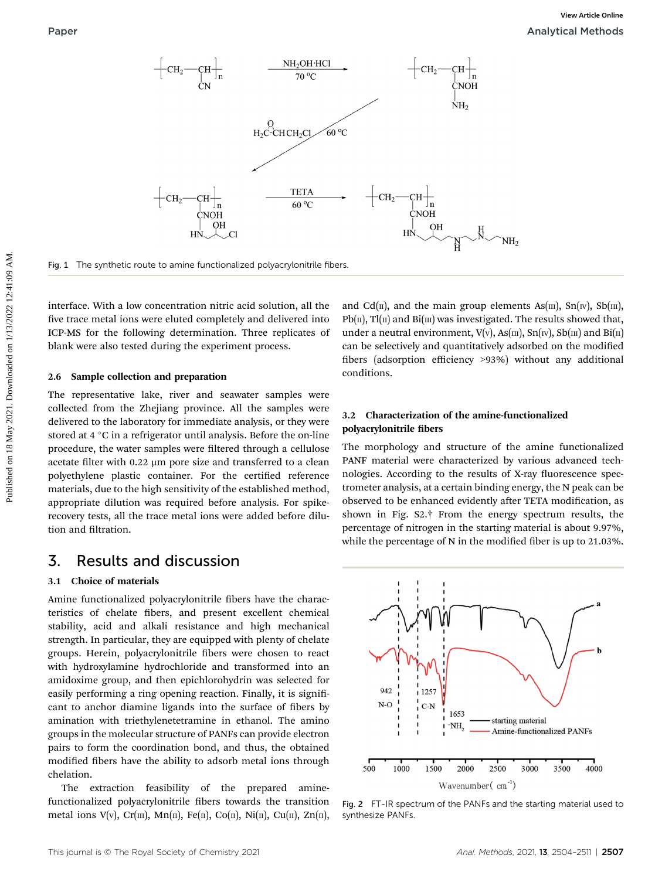Fig. 1 The synthetic route to amine functionalized polyacrylonitrile fibers.

interface. With a low concentration nitric acid solution, all the five trace metal ions were eluted completely and delivered into ICP-MS for the following determination. Three replicates of blank were also tested during the experiment process.

### 2.6 Sample collection and preparation

The representative lake, river and seawater samples were collected from the Zhejiang province. All the samples were delivered to the laboratory for immediate analysis, or they were stored at 4 °C in a refrigerator until analysis. Before the on-line procedure, the water samples were filtered through a cellulose acetate filter with 0.22 μm pore size and transferred to a clean polyethylene plastic container. For the certified reference materials, due to the high sensitivity of the established method, appropriate dilution was required before analysis. For spike-recovery tests, all the trace metal ions were added before dilution and filtration.

## 3. Results and discussion

### 3.1 Choice of materials

Amine functionalized polyacrylonitrile fibers have the characteristics of chelate fibers, and present excellent chemical stability, acid and alkali resistance and high mechanical strength. In particular, they are equipped with plenty of chelate groups. Herein, polyacrylonitrile fibers were chosen to react with hydroxylamine hydrochloride and transformed into an amidoxime group, and then epichlorohydrin was selected for easily performing a ring opening reaction. Finally, it is significant to anchor diamine ligands into the surface of fibers by amination with triethylenetetramine in ethanol. The amino groups in the molecular structure of PANFs can provide electron pairs to form the coordination bond, and thus, the obtained modified fibers have the ability to adsorb metal ions through chelation.

The extraction feasibility of the prepared amine-functionalized polyacrylonitrile fibers towards the transition metal ions V(V), Cr(III), Mn(II), Fe(II), Co(II), Ni(II), Cu(II), Zn(II), and Cd(II), and the main group elements As(III), Sn(IV), Sb(III), Pb(II), Tl(I) and Bi(III) was investigated. The results showed that, under a neutral environment, V(V), As(III), Sn(IV), Sb(III) and Bi(III) can be selectively and quantitatively adsorbed on the modified fibers (adsorption efficiency >93%) without any additional conditions.

### 3.2 Characterization of the amine-functionalized polyacrylonitrile fibers

The morphology and structure of the amine functionalized PANF material were characterized by various advanced technologies. According to the results of X-ray fluorescence spectrometer analysis, at a certain binding energy, the N peak can be observed to be enhanced evidently after TETA modification, as shown in Fig. S2.† From the energy spectrum results, the percentage of nitrogen in the starting material is about 9.97%, while the percentage of N in the modified fiber is up to 21.03%.

Fig. 2 FT-IR spectrum of the PANFs and the starting material used to synthesize PANFs.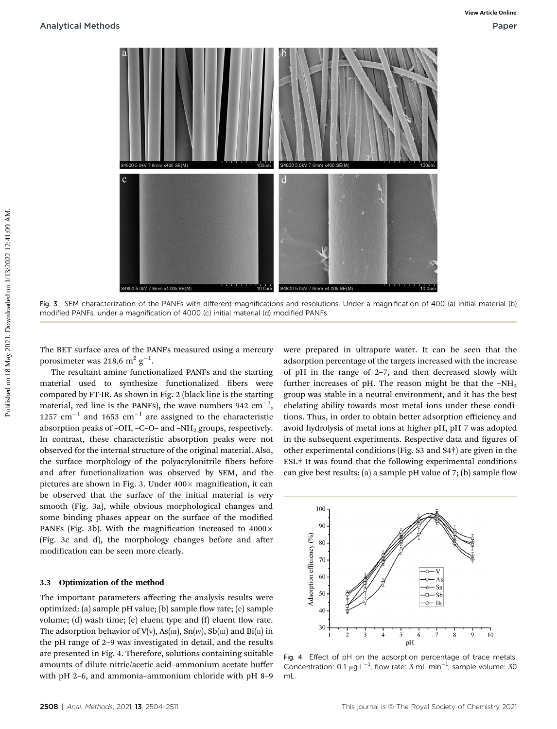Fig. 3 SEM characterization of the PANFs with different magnifications and resolutions. Under a magnification of 400 (a) initial material (b) modified PANFs, under a magnification of 4000 (c) initial material (d) modified PANFs.

The BET surface area of the PANFs measured using a mercury porosimeter was 218.6 $m^2 g^{-1}$.

The resultant amine functionalized PANFs and the starting material used to synthesize functionalized fibers were compared by FT-IR. As shown in Fig. 2 (black line is the starting material, red line is the PANFs), the wave numbers 942 $cm^{-1}$, 1257 $cm^{-1}$ and 1653 $cm^{-1}$ are assigned to the characteristic absorption peaks of –OH, –C–O– and $-NH_2$ groups, respectively. In contrast, these characteristic absorption peaks were not observed for the internal structure of the original material. Also, the surface morphology of the polyacrylonitrile fibers before and after functionalization was observed by SEM, and the pictures are shown in Fig. 3. Under 400× magnification, it can be observed that the surface of the initial material is very smooth (Fig. 3a), while obvious morphological changes and some binding phases appear on the surface of the modified PANFs (Fig. 3b). With the magnification increased to 4000× (Fig. 3c and d), the morphology changes before and after modification can be seen more clearly.

### 3.3 Optimization of the method

The important parameters affecting the analysis results were optimized: (a) sample pH value; (b) sample flow rate; (c) sample volume; (d) wash time; (e) eluent type and (f) eluent flow rate. The adsorption behavior of V(V), As(III), Sn(IV), Sb(III) and Bi(II) in the pH range of 2–9 was investigated in detail, and the results are presented in Fig. 4. Therefore, solutions containing suitable amounts of dilute nitric/acetic acid–ammonium acetate buffer with pH 2–6, and ammonia–ammonium chloride with pH 8–9 were prepared in ultrapure water. It can be seen that the adsorption percentage of the targets increased with the increase of pH in the range of 2–7, and then decreased slowly with further increases of pH. The reason might be that the $-NH_2$ group was stable in a neutral environment, and it has the best chelating ability towards most metal ions under these conditions. Thus, in order to obtain better adsorption efficiency and avoid hydrolysis of metal ions at higher pH, pH 7 was adopted in the subsequent experiments. Respective data and figures of other experimental conditions (Fig. S3 and S4†) are given in the ESI.† It was found that the following experimental conditions can give best results: (a) a sample pH value of 7; (b) sample flow

Fig. 4 Effect of pH on the adsorption percentage of trace metals. Concentration: 0.1 μg $L^{-1}$, flow rate: 3 mL $min^{-1}$, sample volume: 30 mL.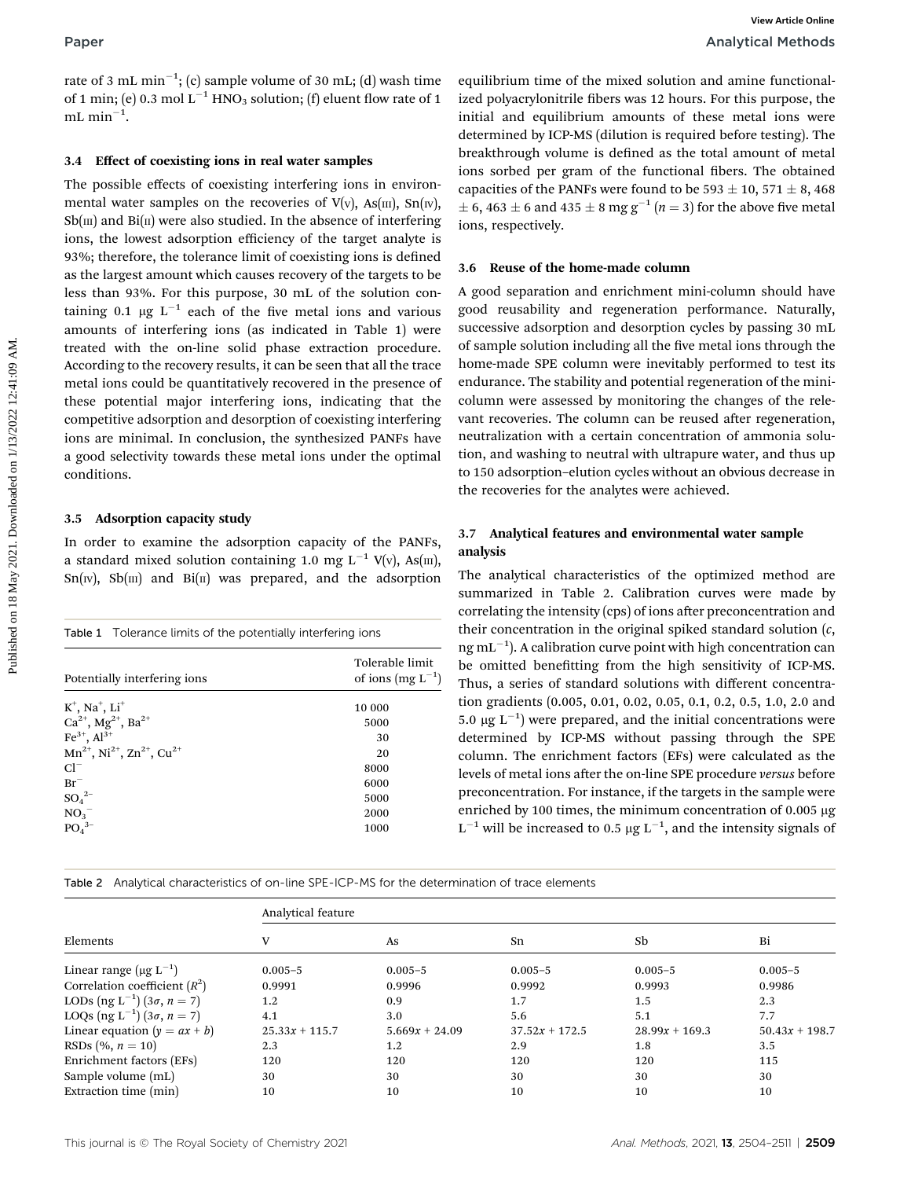rate of 3 mL min$^{-1}$; (c) sample volume of 30 mL; (d) wash time of 1 min; (e) 0.3 mol L$^{-1}$ $HNO_3$ solution; (f) eluent flow rate of 1 mL min$^{-1}$.

### 3.4 Effect of coexisting ions in real water samples

The possible effects of coexisting interfering ions in environmental water samples on the recoveries of V(V), As(III), Sn(IV), Sb(III) and Bi(II) were also studied. In the absence of interfering ions, the lowest adsorption efficiency of the target analyte is 93%; therefore, the tolerance limit of coexisting ions is defined as the largest amount which causes recovery of the targets to be less than 93%. For this purpose, 30 mL of the solution containing 0.1 μg L$^{-1}$ each of the five metal ions and various amounts of interfering ions (as indicated in Table 1) were treated with the on-line solid phase extraction procedure. According to the recovery results, it can be seen that all the trace metal ions could be quantitatively recovered in the presence of these potential major interfering ions, indicating that the competitive adsorption and desorption of coexisting interfering ions are minimal. In conclusion, the synthesized PANFs have a good selectivity towards these metal ions under the optimal conditions.

### 3.5 Adsorption capacity study

In order to examine the adsorption capacity of the PANFs, a standard mixed solution containing 1.0 mg L$^{-1}$ V(V), As(III), Sn(IV), Sb(III) and Bi(II) was prepared, and the adsorption equilibrium time of the mixed solution and amine functionalized polyacrylonitrile fibers was 12 hours. For this purpose, the initial and equilibrium amounts of these metal ions were determined by ICP-MS (dilution is required before testing). The breakthrough volume is defined as the total amount of metal ions sorbed per gram of the functional fibers. The obtained capacities of the PANFs were found to be 593 ± 10, 571 ± 8, 468 ± 6, 463 ± 6 and 435 ± 8 mg g$^{-1}$ ($n = 3$) for the above five metal ions, respectively.

Table 1 Tolerance limits of the potentially interfering ions

| Potentially interfering ions | Tolerable limit of ions (mg L$^{-1}$) |
|---|---|
| $K^+$, $Na^+$, $Li^+$ | 10 000 |
| $Ca^{2+}$, $Mg^{2+}$, $Ba^{2+}$ | 5000 |
| $Fe^{3+}$, $Al^{3+}$ | 30 |
| $Mn^{2+}$, $Ni^{2+}$, $Zn^{2+}$, $Cu^{2+}$ | 20 |
| $Cl^-$ | 8000 |
| $Br^-$ | 6000 |
| $SO_4^{2-}$ | 5000 |
| $NO_3^-$ | 2000 |
| $PO_4^{3-}$ | 1000 |

### 3.6 Reuse of the home-made column

A good separation and enrichment mini-column should have good reusability and regeneration performance. Naturally, successive adsorption and desorption cycles by passing 30 mL of sample solution including all the five metal ions through the home-made SPE column were inevitably performed to test its endurance. The stability and potential regeneration of the mini-column were assessed by monitoring the changes of the relevant recoveries. The column can be reused after regeneration, neutralization with a certain concentration of ammonia solution, and washing to neutral with ultrapure water, and thus up to 150 adsorption–elution cycles without an obvious decrease in the recoveries for the analytes were achieved.

### 3.7 Analytical features and environmental water sample analysis

The analytical characteristics of the optimized method are summarized in Table 2. Calibration curves were made by correlating the intensity (cps) of ions after preconcentration and their concentration in the original spiked standard solution ($c$, ng mL$^{-1}$). A calibration curve point with high concentration can be omitted benefitting from the high sensitivity of ICP-MS. Thus, a series of standard solutions with different concentration gradients (0.005, 0.01, 0.02, 0.05, 0.1, 0.2, 0.5, 1.0, 2.0 and 5.0 μg L$^{-1}$) were prepared, and the initial concentrations were determined by ICP-MS without passing through the SPE column. The enrichment factors (EFs) were calculated as the levels of metal ions after the on-line SPE procedure *versus* before preconcentration. For instance, if the targets in the sample were enriched by 100 times, the minimum concentration of 0.005 μg L$^{-1}$ will be increased to 0.5 μg L$^{-1}$, and the intensity signals of

Table 2 Analytical characteristics of on-line SPE-ICP-MS for the determination of trace elements

| Elements | Analytical feature | | | | |
|---|---|---|---|---|---|
| | V | As | Sn | Sb | Bi |
| Linear range (μg L$^{-1}$) | 0.005–5 | 0.005–5 | 0.005–5 | 0.005–5 | 0.005–5 |
| Correlation coefficient ($R^2$) | 0.9991 | 0.9996 | 0.9992 | 0.9993 | 0.9986 |
| LODs (ng L$^{-1}$) ($3\sigma$, $n = 7$) | 1.2 | 0.9 | 1.7 | 1.5 | 2.3 |
| LOQs (ng L$^{-1}$) ($3\sigma$, $n = 7$) | 4.1 | 3.0 | 5.6 | 5.1 | 7.7 |
| Linear equation ($y = ax + b$) | $25.33x + 115.7$ | $5.669x + 24.09$ | $37.52x + 172.5$ | $28.99x + 169.3$ | $50.43x + 198.7$ |
| RSDs (%, $n = 10$) | 2.3 | 1.2 | 2.9 | 1.8 | 3.5 |
| Enrichment factors (EFs) | 120 | 120 | 120 | 120 | 115 |
| Sample volume (mL) | 30 | 30 | 30 | 30 | 30 |
| Extraction time (min) | 10 | 10 | 10 | 10 | 10 |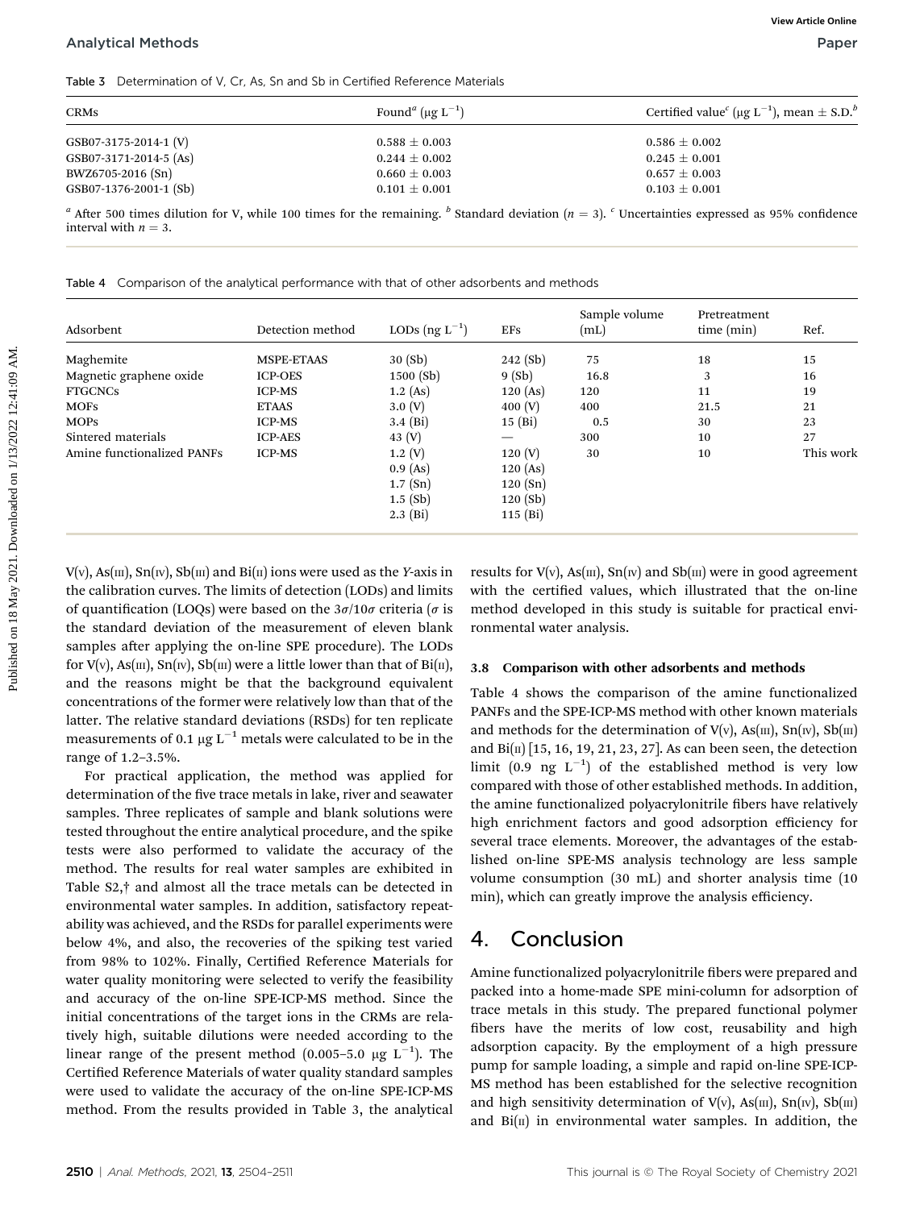Table 3 Determination of V, Cr, As, Sn and Sb in Certified Reference Materials

| CRMs | Found[a] (μg $L^{-1}$) | Certified value[c] (μg $L^{-1}$), mean ± S.D.[b] |
|---|---|---|
| GSB07-3175-2014-1 (V) | 0.588 ± 0.003 | 0.586 ± 0.002 |
| GSB07-3171-2014-5 (As) | 0.244 ± 0.002 | 0.245 ± 0.001 |
| BWZ6705-2016 (Sn) | 0.660 ± 0.003 | 0.657 ± 0.003 |
| GSB07-1376-2001-1 (Sb) | 0.101 ± 0.001 | 0.103 ± 0.001 |

[a] After 500 times dilution for V, while 100 times for the remaining. [b] Standard deviation ($n = 3$). [c] Uncertainties expressed as 95% confidence interval with $n = 3$.

Table 4 Comparison of the analytical performance with that of other adsorbents and methods

| Adsorbent | Detection method | LODs (ng $L^{-1}$) | EFs | Sample volume (mL) | Pretreatment time (min) | Ref. |
|---|---|---|---|---|---|---|
| Maghemite | MSPE-ETAAS | 30 (Sb) | 242 (Sb) | 75 | 18 | 15 |
| Magnetic graphene oxide | ICP-OES | 1500 (Sb) | 9 (Sb) | 16.8 | 3 | 16 |
| FTGCNCs | ICP-MS | 1.2 (As) | 120 (As) | 120 | 11 | 19 |
| MOFs | ETAAS | 3.0 (V) | 400 (V) | 400 | 21.5 | 21 |
| MOPs | ICP-MS | 3.4 (Bi) | 15 (Bi) | 0.5 | 30 | 23 |
| Sintered materials | ICP-AES | 43 (V) | — | 300 | 10 | 27 |
| Amine functionalized PANFs | ICP-MS | 1.2 (V) | 120 (V) | 30 | 10 | This work |
| | | 0.9 (As) | 120 (As) | | | |
| | | 1.7 (Sn) | 120 (Sn) | | | |
| | | 1.5 (Sb) | 120 (Sb) | | | |
| | | 2.3 (Bi) | 115 (Bi) | | | |

V(V), As(III), Sn(IV), Sb(III) and Bi(II) ions were used as the *Y*-axis in the calibration curves. The limits of detection (LODs) and limits of quantification (LOQs) were based on the $3\sigma/10\sigma$ criteria ($\sigma$ is the standard deviation of the measurement of eleven blank samples after applying the on-line SPE procedure). The LODs for V(V), As(III), Sn(IV), Sb(III) were a little lower than that of Bi(II), and the reasons might be that the background equivalent concentrations of the former were relatively low than that of the latter. The relative standard deviations (RSDs) for ten replicate measurements of 0.1 μg $L^{-1}$ metals were calculated to be in the range of 1.2–3.5%.

For practical application, the method was applied for determination of the five trace metals in lake, river and seawater samples. Three replicates of sample and blank solutions were tested throughout the entire analytical procedure, and the spike tests were also performed to validate the accuracy of the method. The results for real water samples are exhibited in Table S2,† and almost all the trace metals can be detected in environmental water samples. In addition, satisfactory repeatability was achieved, and the RSDs for parallel experiments were below 4%, and also, the recoveries of the spiking test varied from 98% to 102%. Finally, Certified Reference Materials for water quality monitoring were selected to verify the feasibility and accuracy of the on-line SPE-ICP-MS method. Since the initial concentrations of the target ions in the CRMs are relatively high, suitable dilutions were needed according to the linear range of the present method (0.005–5.0 μg $L^{-1}$). The Certified Reference Materials of water quality standard samples were used to validate the accuracy of the on-line SPE-ICP-MS method. From the results provided in Table 3, the analytical results for V(V), As(III), Sn(IV) and Sb(III) were in good agreement with the certified values, which illustrated that the on-line method developed in this study is suitable for practical environmental water analysis.

### 3.8 Comparison with other adsorbents and methods

Table 4 shows the comparison of the amine functionalized PANFs and the SPE-ICP-MS method with other known materials and methods for the determination of V(V), As(III), Sn(IV), Sb(III) and Bi(II) [15, 16, 19, 21, 23, 27]. As can been seen, the detection limit (0.9 ng $L^{-1}$) of the established method is very low compared with those of other established methods. In addition, the amine functionalized polyacrylonitrile fibers have relatively high enrichment factors and good adsorption efficiency for several trace elements. Moreover, the advantages of the established on-line SPE-MS analysis technology are less sample volume consumption (30 mL) and shorter analysis time (10 min), which can greatly improve the analysis efficiency.

## 4. Conclusion

Amine functionalized polyacrylonitrile fibers were prepared and packed into a home-made SPE mini-column for adsorption of trace metals in this study. The prepared functional polymer fibers have the merits of low cost, reusability and high adsorption capacity. By the employment of a high pressure pump for sample loading, a simple and rapid on-line SPE-ICP-MS method has been established for the selective recognition and high sensitivity determination of V(V), As(III), Sn(IV), Sb(III) and Bi(II) in environmental water samples. In addition, the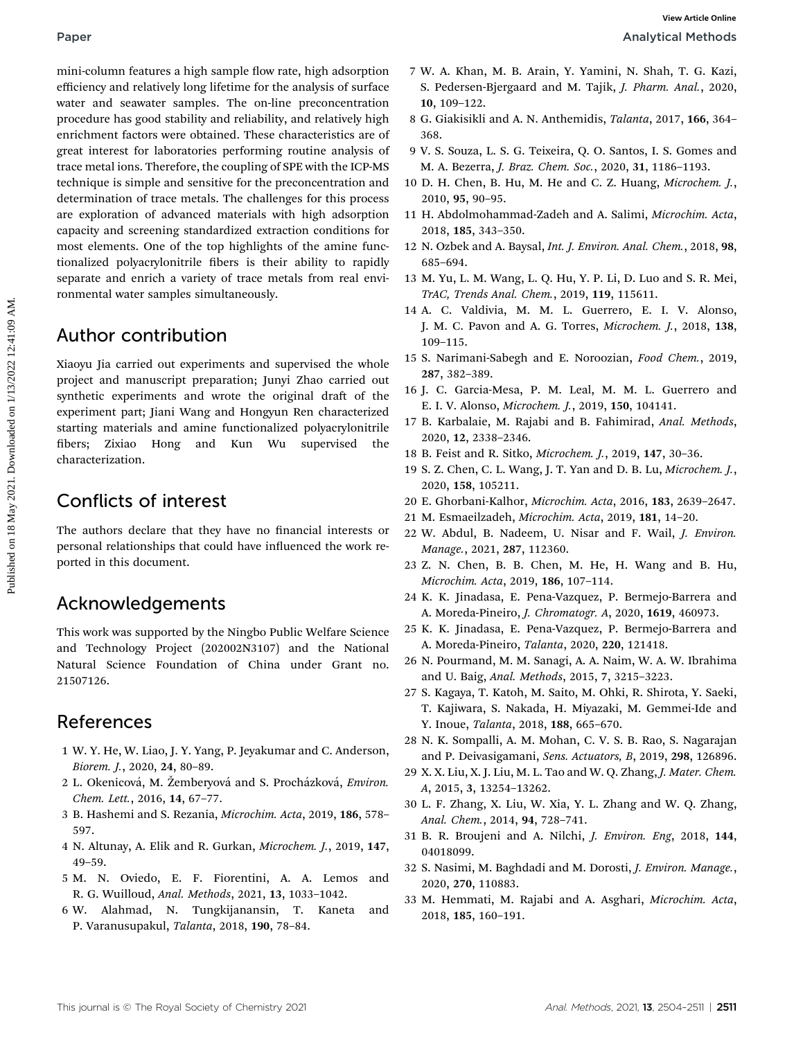mini-column features a high sample flow rate, high adsorption efficiency and relatively long lifetime for the analysis of surface water and seawater samples. The on-line preconcentration procedure has good stability and reliability, and relatively high enrichment factors were obtained. These characteristics are of great interest for laboratories performing routine analysis of trace metal ions. Therefore, the coupling of SPE with the ICP-MS technique is simple and sensitive for the preconcentration and determination of trace metals. The challenges for this process are exploration of advanced materials with high adsorption capacity and screening standardized extraction conditions for most elements. One of the top highlights of the amine functionalized polyacrylonitrile fibers is their ability to rapidly separate and enrich a variety of trace metals from real environmental water samples simultaneously.

## Author contribution

Xiaoyu Jia carried out experiments and supervised the whole project and manuscript preparation; Junyi Zhao carried out synthetic experiments and wrote the original draft of the experiment part; Jiani Wang and Hongyun Ren characterized starting materials and amine functionalized polyacrylonitrile fibers; Zixiao Hong and Kun Wu supervised the characterization.

## Conflicts of interest

The authors declare that they have no financial interests or personal relationships that could have influenced the work reported in this document.

## Acknowledgements

This work was supported by the Ningbo Public Welfare Science and Technology Project (202002N3107) and the National Natural Science Foundation of China under Grant no. 21507126.

## References

1 W. Y. He, W. Liao, J. Y. Yang, P. Jeyakumar and C. Anderson, *Biorem. J.*, 2020, **24**, 80–89.

2 L. Okenicová, M. Žemberyová and S. Procházková, *Environ. Chem. Lett.*, 2016, **14**, 67–77.

3 B. Hashemi and S. Rezania, *Microchim. Acta*, 2019, **186**, 578–597.

4 N. Altunay, A. Elik and R. Gurkan, *Microchem. J.*, 2019, **147**, 49–59.

5 M. N. Oviedo, E. F. Fiorentini, A. A. Lemos and R. G. Wuilloud, *Anal. Methods*, 2021, **13**, 1033–1042.

6 W. Alahmad, N. Tungkijanansin, T. Kaneta and P. Varanusupakul, *Talanta*, 2018, **190**, 78–84.

7 W. A. Khan, M. B. Arain, Y. Yamini, N. Shah, T. G. Kazi, S. Pedersen-Bjergaard and M. Tajik, *J. Pharm. Anal.*, 2020, **10**, 109–122.

8 G. Giakisikli and A. N. Anthemidis, *Talanta*, 2017, **166**, 364–368.

9 V. S. Souza, L. S. G. Teixeira, Q. O. Santos, I. S. Gomes and M. A. Bezerra, *J. Braz. Chem. Soc.*, 2020, **31**, 1186–1193.

10 D. H. Chen, B. Hu, M. He and C. Z. Huang, *Microchem. J.*, 2010, **95**, 90–95.

11 H. Abdolmohammad-Zadeh and A. Salimi, *Microchim. Acta*, 2018, **185**, 343–350.

12 N. Ozbek and A. Baysal, *Int. J. Environ. Anal. Chem.*, 2018, **98**, 685–694.

13 M. Yu, L. M. Wang, L. Q. Hu, Y. P. Li, D. Luo and S. R. Mei, *TrAC, Trends Anal. Chem.*, 2019, **119**, 115611.

14 A. C. Valdivia, M. M. L. Guerrero, E. I. V. Alonso, J. M. C. Pavon and A. G. Torres, *Microchem. J.*, 2018, **138**, 109–115.

15 S. Narimani-Sabegh and E. Noroozian, *Food Chem.*, 2019, **287**, 382–389.

16 J. C. Garcia-Mesa, P. M. Leal, M. M. L. Guerrero and E. I. V. Alonso, *Microchem. J.*, 2019, **150**, 104141.

17 B. Karbalaie, M. Rajabi and B. Fahimirad, *Anal. Methods*, 2020, **12**, 2338–2346.

18 B. Feist and R. Sitko, *Microchem. J.*, 2019, **147**, 30–36.

19 S. Z. Chen, C. L. Wang, J. T. Yan and D. B. Lu, *Microchem. J.*, 2020, **158**, 105211.

20 E. Ghorbani-Kalhor, *Microchim. Acta*, 2016, **183**, 2639–2647.

21 M. Esmaeilzadeh, *Microchim. Acta*, 2019, **181**, 14–20.

22 W. Abdul, B. Nadeem, U. Nisar and F. Wail, *J. Environ. Manage.*, 2021, **287**, 112360.

23 Z. N. Chen, B. B. Chen, M. He, H. Wang and B. Hu, *Microchim. Acta*, 2019, **186**, 107–114.

24 K. K. Jinadasa, E. Pena-Vazquez, P. Bermejo-Barrera and A. Moreda-Pineiro, *J. Chromatogr. A*, 2020, **1619**, 460973.

25 K. K. Jinadasa, E. Pena-Vazquez, P. Bermejo-Barrera and A. Moreda-Pineiro, *Talanta*, 2020, **220**, 121418.

26 N. Pourmand, M. M. Sanagi, A. A. Naim, W. A. W. Ibrahima and U. Baig, *Anal. Methods*, 2015, **7**, 3215–3223.

27 S. Kagaya, T. Katoh, M. Saito, M. Ohki, R. Shirota, Y. Saeki, T. Kajiwara, S. Nakada, H. Miyazaki, M. Gemmei-Ide and Y. Inoue, *Talanta*, 2018, **188**, 665–670.

28 N. K. Sompalli, A. M. Mohan, C. V. S. B. Rao, S. Nagarajan and P. Deivasigamani, *Sens. Actuators, B*, 2019, **298**, 126896.

29 X. X. Liu, X. J. Liu, M. L. Tao and W. Q. Zhang, *J. Mater. Chem. A*, 2015, **3**, 13254–13262.

30 L. F. Zhang, X. Liu, W. Xia, Y. L. Zhang and W. Q. Zhang, *Anal. Chem.*, 2014, **94**, 728–741.

31 B. R. Broujeni and A. Nilchi, *J. Environ. Eng*, 2018, **144**, 04018099.

32 S. Nasimi, M. Baghdadi and M. Dorosti, *J. Environ. Manage.*, 2020, **270**, 110883.

33 M. Hemmati, M. Rajabi and A. Asghari, *Microchim. Acta*, 2018, **185**, 160–191.